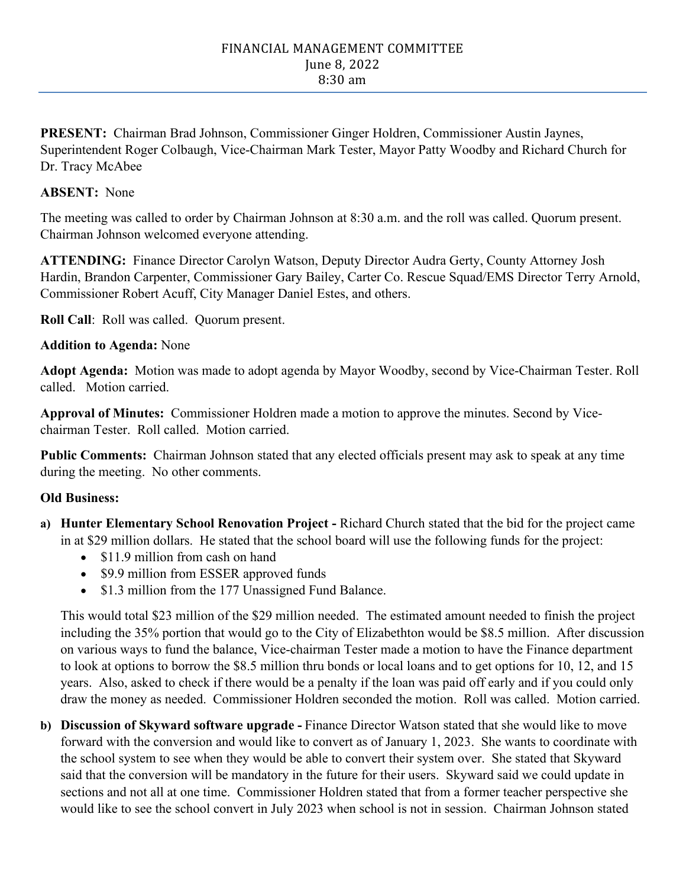# FINANCIAL MANAGEMENT COMMITTEE
June 8, 2022
8:30 am

**PRESENT:** Chairman Brad Johnson, Commissioner Ginger Holdren, Commissioner Austin Jaynes, Superintendent Roger Colbaugh, Vice-Chairman Mark Tester, Mayor Patty Woodby and Richard Church for Dr. Tracy McAbee

**ABSENT:** None

The meeting was called to order by Chairman Johnson at 8:30 a.m. and the roll was called. Quorum present. Chairman Johnson welcomed everyone attending.

**ATTENDING:** Finance Director Carolyn Watson, Deputy Director Audra Gerty, County Attorney Josh Hardin, Brandon Carpenter, Commissioner Gary Bailey, Carter Co. Rescue Squad/EMS Director Terry Arnold, Commissioner Robert Acuff, City Manager Daniel Estes, and others.

**Roll Call**: Roll was called. Quorum present.

**Addition to Agenda:** None

**Adopt Agenda:** Motion was made to adopt agenda by Mayor Woodby, second by Vice-Chairman Tester. Roll called. Motion carried.

**Approval of Minutes:** Commissioner Holdren made a motion to approve the minutes. Second by Vice-chairman Tester. Roll called. Motion carried.

**Public Comments:** Chairman Johnson stated that any elected officials present may ask to speak at any time during the meeting. No other comments.

**Old Business:**

**a) Hunter Elementary School Renovation Project -** Richard Church stated that the bid for the project came in at $29 million dollars. He stated that the school board will use the following funds for the project:

- $11.9 million from cash on hand
- $9.9 million from ESSER approved funds
- $1.3 million from the 177 Unassigned Fund Balance.

This would total $23 million of the $29 million needed. The estimated amount needed to finish the project including the 35% portion that would go to the City of Elizabethton would be $8.5 million. After discussion on various ways to fund the balance, Vice-chairman Tester made a motion to have the Finance department to look at options to borrow the $8.5 million thru bonds or local loans and to get options for 10, 12, and 15 years. Also, asked to check if there would be a penalty if the loan was paid off early and if you could only draw the money as needed. Commissioner Holdren seconded the motion. Roll was called. Motion carried.

**b) Discussion of Skyward software upgrade -** Finance Director Watson stated that she would like to move forward with the conversion and would like to convert as of January 1, 2023. She wants to coordinate with the school system to see when they would be able to convert their system over. She stated that Skyward said that the conversion will be mandatory in the future for their users. Skyward said we could update in sections and not all at one time. Commissioner Holdren stated that from a former teacher perspective she would like to see the school convert in July 2023 when school is not in session. Chairman Johnson stated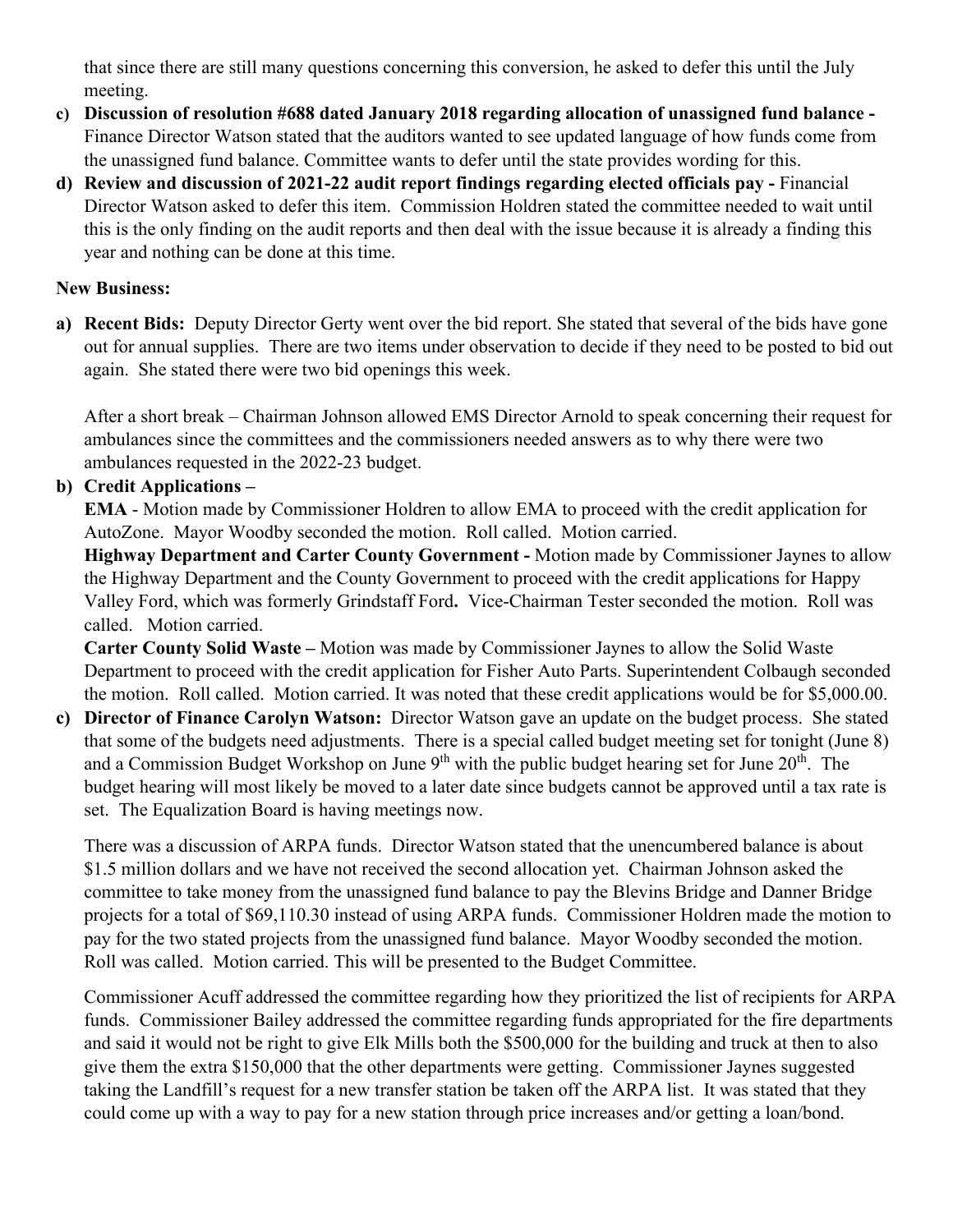that since there are still many questions concerning this conversion, he asked to defer this until the July meeting.

c) **Discussion of resolution #688 dated January 2018 regarding allocation of unassigned fund balance -** Finance Director Watson stated that the auditors wanted to see updated language of how funds come from the unassigned fund balance. Committee wants to defer until the state provides wording for this.

d) **Review and discussion of 2021-22 audit report findings regarding elected officials pay -** Financial Director Watson asked to defer this item. Commission Holdren stated the committee needed to wait until this is the only finding on the audit reports and then deal with the issue because it is already a finding this year and nothing can be done at this time.

**New Business:**

a) **Recent Bids:** Deputy Director Gerty went over the bid report. She stated that several of the bids have gone out for annual supplies. There are two items under observation to decide if they need to be posted to bid out again. She stated there were two bid openings this week.

After a short break – Chairman Johnson allowed EMS Director Arnold to speak concerning their request for ambulances since the committees and the commissioners needed answers as to why there were two ambulances requested in the 2022-23 budget.

b) **Credit Applications –**

**EMA** - Motion made by Commissioner Holdren to allow EMA to proceed with the credit application for AutoZone. Mayor Woodby seconded the motion. Roll called. Motion carried.

**Highway Department and Carter County Government -** Motion made by Commissioner Jaynes to allow the Highway Department and the County Government to proceed with the credit applications for Happy Valley Ford, which was formerly Grindstaff Ford**.** Vice-Chairman Tester seconded the motion. Roll was called. Motion carried.

**Carter County Solid Waste –** Motion was made by Commissioner Jaynes to allow the Solid Waste Department to proceed with the credit application for Fisher Auto Parts. Superintendent Colbaugh seconded the motion. Roll called. Motion carried. It was noted that these credit applications would be for $5,000.00.

c) **Director of Finance Carolyn Watson:** Director Watson gave an update on the budget process. She stated that some of the budgets need adjustments. There is a special called budget meeting set for tonight (June 8) and a Commission Budget Workshop on June 9th with the public budget hearing set for June 20th. The budget hearing will most likely be moved to a later date since budgets cannot be approved until a tax rate is set. The Equalization Board is having meetings now.

There was a discussion of ARPA funds. Director Watson stated that the unencumbered balance is about $1.5 million dollars and we have not received the second allocation yet. Chairman Johnson asked the committee to take money from the unassigned fund balance to pay the Blevins Bridge and Danner Bridge projects for a total of $69,110.30 instead of using ARPA funds. Commissioner Holdren made the motion to pay for the two stated projects from the unassigned fund balance. Mayor Woodby seconded the motion. Roll was called. Motion carried. This will be presented to the Budget Committee.

Commissioner Acuff addressed the committee regarding how they prioritized the list of recipients for ARPA funds. Commissioner Bailey addressed the committee regarding funds appropriated for the fire departments and said it would not be right to give Elk Mills both the $500,000 for the building and truck at then to also give them the extra $150,000 that the other departments were getting. Commissioner Jaynes suggested taking the Landfill's request for a new transfer station be taken off the ARPA list. It was stated that they could come up with a way to pay for a new station through price increases and/or getting a loan/bond.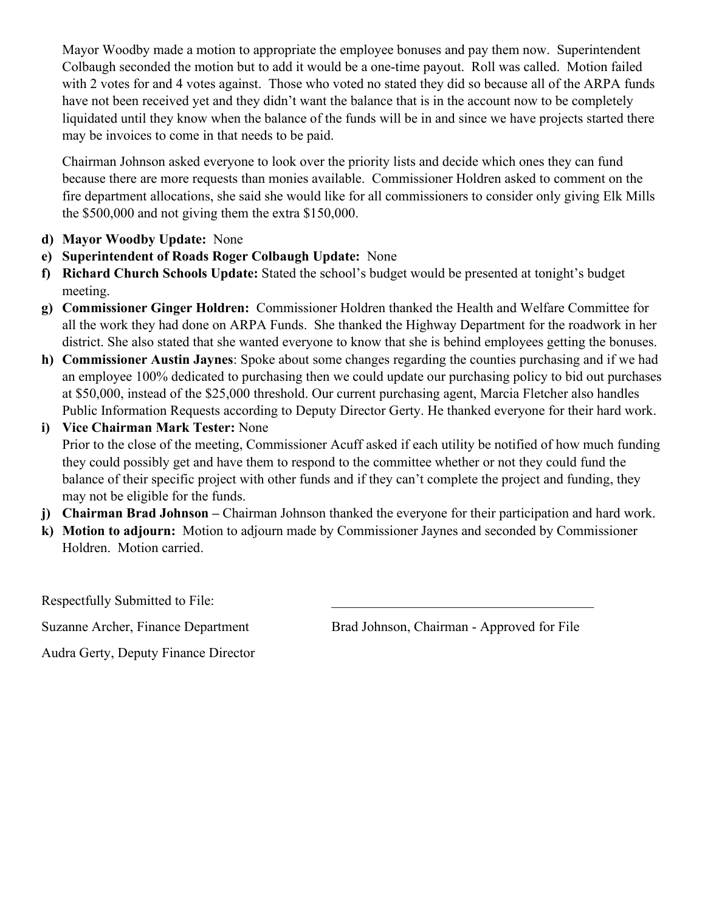Mayor Woodby made a motion to appropriate the employee bonuses and pay them now. Superintendent Colbaugh seconded the motion but to add it would be a one-time payout. Roll was called. Motion failed with 2 votes for and 4 votes against. Those who voted no stated they did so because all of the ARPA funds have not been received yet and they didn't want the balance that is in the account now to be completely liquidated until they know when the balance of the funds will be in and since we have projects started there may be invoices to come in that needs to be paid.

Chairman Johnson asked everyone to look over the priority lists and decide which ones they can fund because there are more requests than monies available. Commissioner Holdren asked to comment on the fire department allocations, she said she would like for all commissioners to consider only giving Elk Mills the $500,000 and not giving them the extra $150,000.

d) **Mayor Woodby Update:** None
e) **Superintendent of Roads Roger Colbaugh Update:** None
f) **Richard Church Schools Update:** Stated the school's budget would be presented at tonight's budget meeting.
g) **Commissioner Ginger Holdren:** Commissioner Holdren thanked the Health and Welfare Committee for all the work they had done on ARPA Funds. She thanked the Highway Department for the roadwork in her district. She also stated that she wanted everyone to know that she is behind employees getting the bonuses.
h) **Commissioner Austin Jaynes**: Spoke about some changes regarding the counties purchasing and if we had an employee 100% dedicated to purchasing then we could update our purchasing policy to bid out purchases at $50,000, instead of the $25,000 threshold. Our current purchasing agent, Marcia Fletcher also handles Public Information Requests according to Deputy Director Gerty. He thanked everyone for their hard work.
i) **Vice Chairman Mark Tester:** None
   Prior to the close of the meeting, Commissioner Acuff asked if each utility be notified of how much funding they could possibly get and have them to respond to the committee whether or not they could fund the balance of their specific project with other funds and if they can't complete the project and funding, they may not be eligible for the funds.
j) **Chairman Brad Johnson –** Chairman Johnson thanked the everyone for their participation and hard work.
k) **Motion to adjourn:** Motion to adjourn made by Commissioner Jaynes and seconded by Commissioner Holdren. Motion carried.

Respectfully Submitted to File: ________________________________________

Suzanne Archer, Finance Department          Brad Johnson, Chairman - Approved for File

Audra Gerty, Deputy Finance Director